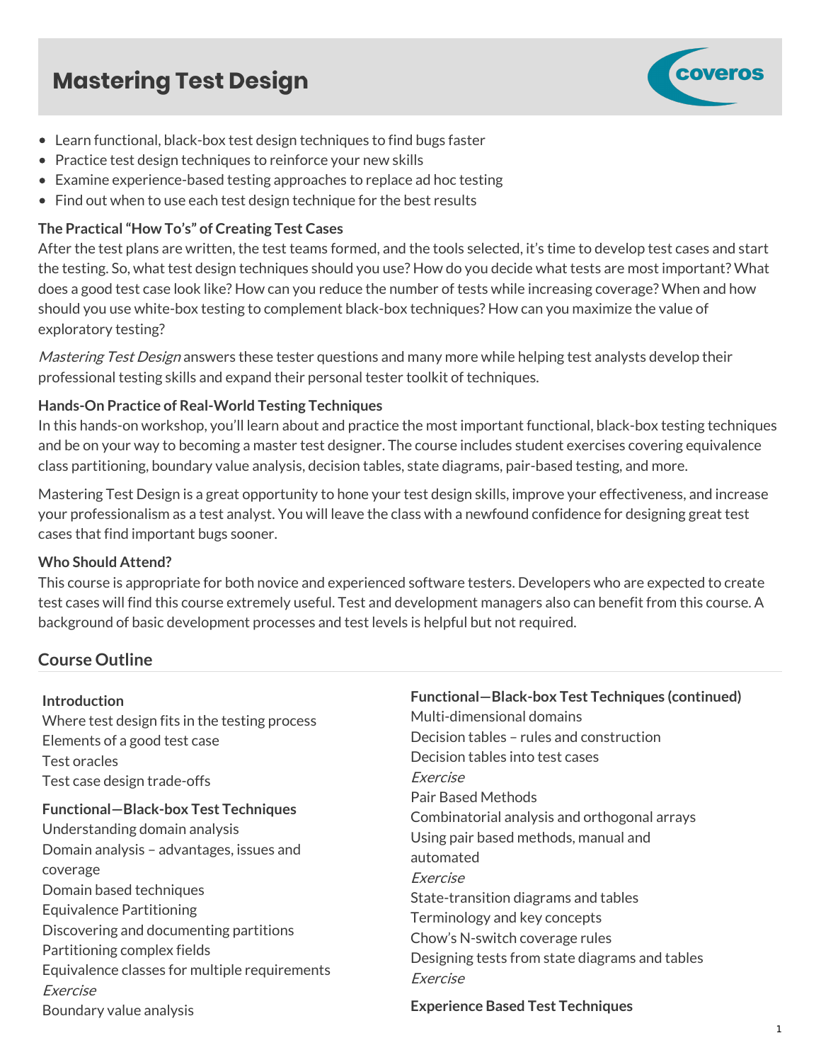# Mastering Test Design

- Learn functional, black-box test design techniques to find bugs faster
- Practice test design techniques to reinforce your new skills
- Examine experience-based testing approaches to replace ad hoc testing
- Find out when to use each test design technique for the best results

**The Practical "How To's" of Creating Test Cases**

After the test plans are written, the test teams formed, and the tools selected, it's time to develop test cases and start the testing. So, what test design techniques should you use? How do you decide what tests are most important? What does a good test case look like? How can you reduce the number of tests while increasing coverage? When and how should you use white-box testing to complement black-box techniques? How can you maximize the value of exploratory testing?

*Mastering Test Design* answers these tester questions and many more while helping test analysts develop their professional testing skills and expand their personal tester toolkit of techniques.

**Hands-On Practice of Real-World Testing Techniques**

In this hands-on workshop, you'll learn about and practice the most important functional, black-box testing techniques and be on your way to becoming a master test designer. The course includes student exercises covering equivalence class partitioning, boundary value analysis, decision tables, state diagrams, pair-based testing, and more.

Mastering Test Design is a great opportunity to hone your test design skills, improve your effectiveness, and increase your professionalism as a test analyst. You will leave the class with a newfound confidence for designing great test cases that find important bugs sooner.

**Who Should Attend?**

This course is appropriate for both novice and experienced software testers. Developers who are expected to create test cases will find this course extremely useful. Test and development managers also can benefit from this course. A background of basic development processes and test levels is helpful but not required.

## Course Outline

**Introduction**

Where test design fits in the testing process
Elements of a good test case
Test oracles
Test case design trade-offs

**Functional—Black-box Test Techniques**

Understanding domain analysis
Domain analysis – advantages, issues and coverage
Domain based techniques
Equivalence Partitioning
Discovering and documenting partitions
Partitioning complex fields
Equivalence classes for multiple requirements
*Exercise*
Boundary value analysis

**Functional—Black-box Test Techniques (continued)**

Multi-dimensional domains
Decision tables – rules and construction
Decision tables into test cases
*Exercise*
Pair Based Methods
Combinatorial analysis and orthogonal arrays
Using pair based methods, manual and automated
*Exercise*
State-transition diagrams and tables
Terminology and key concepts
Chow's N-switch coverage rules
Designing tests from state diagrams and tables
*Exercise*

**Experience Based Test Techniques**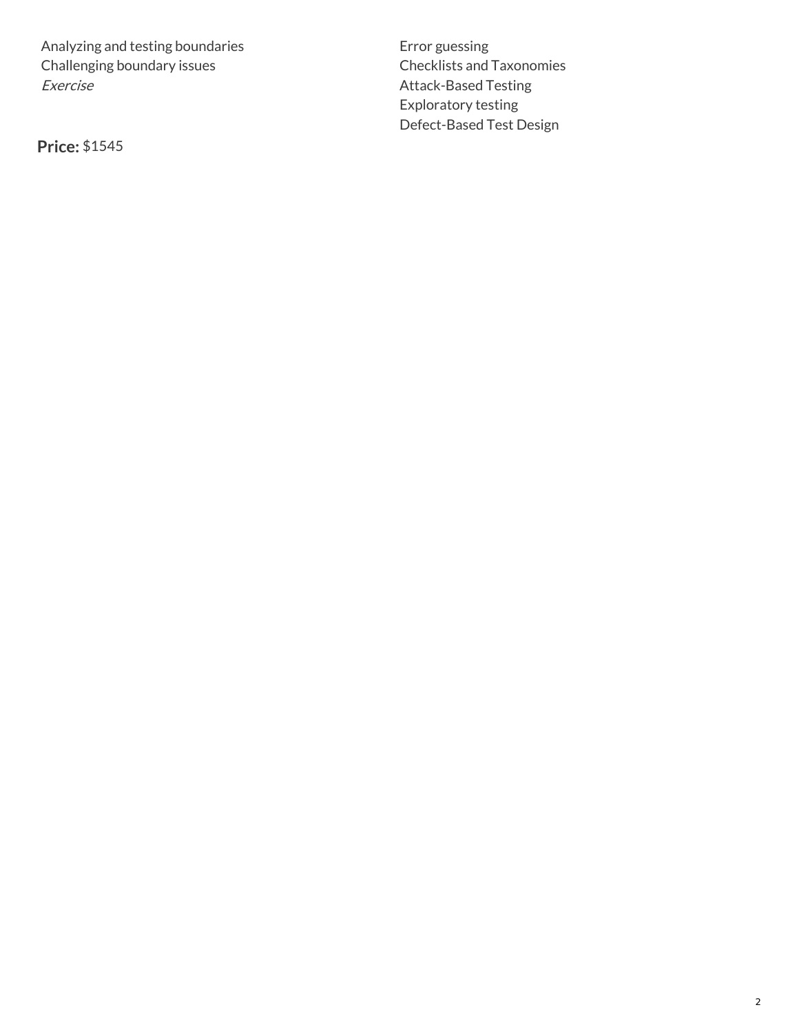Analyzing and testing boundaries
Challenging boundary issues
*Exercise*

Error guessing
Checklists and Taxonomies
Attack-Based Testing
Exploratory testing
Defect-Based Test Design

**Price:** $1545